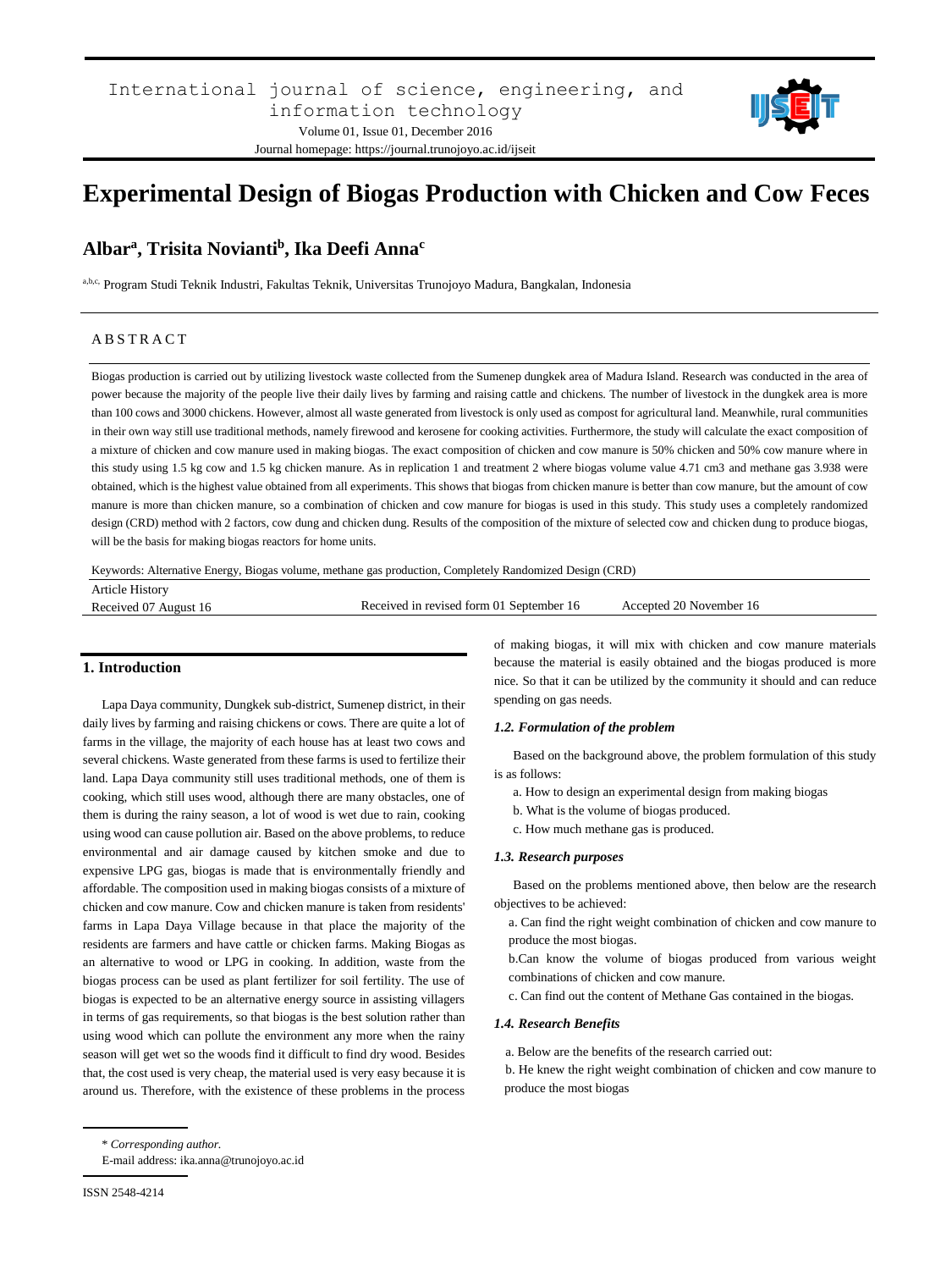# Experimental Design of Biogas Production with Chicken and Cow Feces

## Albar[a], Trisita Novianti[b], Ika Deefi Anna[c]

[a,b,c] Program Studi Teknik Industri, Fakultas Teknik, Universitas Trunojoyo Madura, Bangkalan, Indonesia

## ABSTRACT

Biogas production is carried out by utilizing livestock waste collected from the Sumenep dungkek area of Madura Island. Research was conducted in the area of power because the majority of the people live their daily lives by farming and raising cattle and chickens. The number of livestock in the dungkek area is more than 100 cows and 3000 chickens. However, almost all waste generated from livestock is only used as compost for agricultural land. Meanwhile, rural communities in their own way still use traditional methods, namely firewood and kerosene for cooking activities. Furthermore, the study will calculate the exact composition of a mixture of chicken and cow manure used in making biogas. The exact composition of chicken and cow manure is 50% chicken and 50% cow manure where in this study using 1.5 kg cow and 1.5 kg chicken manure. As in replication 1 and treatment 2 where biogas volume value 4.71 cm3 and methane gas 3.938 were obtained, which is the highest value obtained from all experiments. This shows that biogas from chicken manure is better than cow manure, but the amount of cow manure is more than chicken manure, so a combination of chicken and cow manure for biogas is used in this study. This study uses a completely randomized design (CRD) method with 2 factors, cow dung and chicken dung. Results of the composition of the mixture of selected cow and chicken dung to produce biogas, will be the basis for making biogas reactors for home units.

Keywords: Alternative Energy, Biogas volume, methane gas production, Completely Randomized Design (CRD)

Article History
Received 07 August 16 | Received in revised form 01 September 16 | Accepted 20 November 16

## 1. Introduction

Lapa Daya community, Dungkek sub-district, Sumenep district, in their daily lives by farming and raising chickens or cows. There are quite a lot of farms in the village, the majority of each house has at least two cows and several chickens. Waste generated from these farms is used to fertilize their land. Lapa Daya community still uses traditional methods, one of them is cooking, which still uses wood, although there are many obstacles, one of them is during the rainy season, a lot of wood is wet due to rain, cooking using wood can cause pollution air. Based on the above problems, to reduce environmental and air damage caused by kitchen smoke and due to expensive LPG gas, biogas is made that is environmentally friendly and affordable. The composition used in making biogas consists of a mixture of chicken and cow manure. Cow and chicken manure is taken from residents' farms in Lapa Daya Village because in that place the majority of the residents are farmers and have cattle or chicken farms. Making Biogas as an alternative to wood or LPG in cooking. In addition, waste from the biogas process can be used as plant fertilizer for soil fertility. The use of biogas is expected to be an alternative energy source in assisting villagers in terms of gas requirements, so that biogas is the best solution rather than using wood which can pollute the environment any more when the rainy season will get wet so the woods find it difficult to find dry wood. Besides that, the cost used is very cheap, the material used is very easy because it is around us. Therefore, with the existence of these problems in the process of making biogas, it will mix with chicken and cow manure materials because the material is easily obtained and the biogas produced is more nice. So that it can be utilized by the community it should and can reduce spending on gas needs.

### *1.2. Formulation of the problem*

Based on the background above, the problem formulation of this study is as follows:

a. How to design an experimental design from making biogas
b. What is the volume of biogas produced.
c. How much methane gas is produced.

### *1.3. Research purposes*

Based on the problems mentioned above, then below are the research objectives to be achieved:

a. Can find the right weight combination of chicken and cow manure to produce the most biogas.
b.Can know the volume of biogas produced from various weight combinations of chicken and cow manure.
c. Can find out the content of Methane Gas contained in the biogas.

### *1.4. Research Benefits*

a. Below are the benefits of the research carried out:
b. He knew the right weight combination of chicken and cow manure to produce the most biogas

\* *Corresponding author.*
E-mail address: ika.anna@trunojoyo.ac.id

ISSN 2548-4214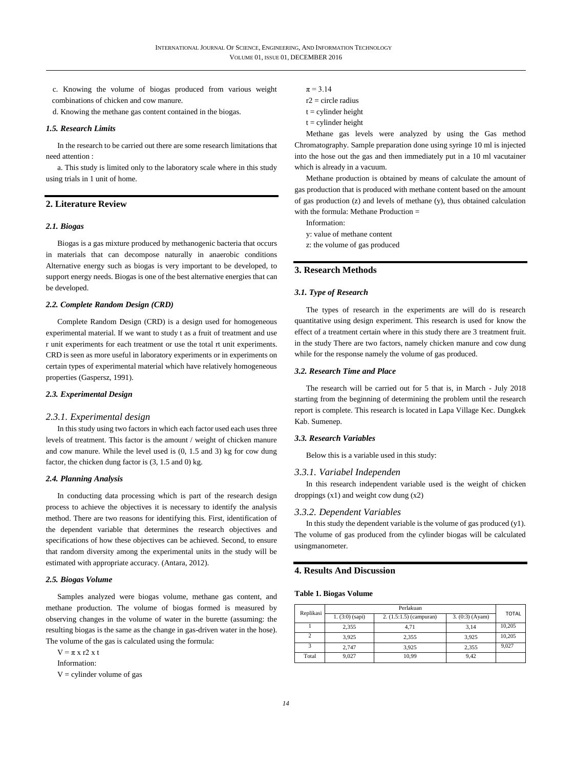c. Knowing the volume of biogas produced from various weight combinations of chicken and cow manure.

d. Knowing the methane gas content contained in the biogas.

### 1.5. Research Limits

In the research to be carried out there are some research limitations that need attention :

a. This study is limited only to the laboratory scale where in this study using trials in 1 unit of home.

## 2. Literature Review

### 2.1. Biogas

Biogas is a gas mixture produced by methanogenic bacteria that occurs in materials that can decompose naturally in anaerobic conditions Alternative energy such as biogas is very important to be developed, to support energy needs. Biogas is one of the best alternative energies that can be developed.

### 2.2. Complete Random Design (CRD)

Complete Random Design (CRD) is a design used for homogeneous experimental material. If we want to study t as a fruit of treatment and use r unit experiments for each treatment or use the total rt unit experiments. CRD is seen as more useful in laboratory experiments or in experiments on certain types of experimental material which have relatively homogeneous properties (Gaspersz, 1991).

### 2.3. Experimental Design

#### 2.3.1. Experimental design

In this study using two factors in which each factor used each uses three levels of treatment. This factor is the amount / weight of chicken manure and cow manure. While the level used is (0, 1.5 and 3) kg for cow dung factor, the chicken dung factor is (3, 1.5 and 0) kg.

### 2.4. Planning Analysis

In conducting data processing which is part of the research design process to achieve the objectives it is necessary to identify the analysis method. There are two reasons for identifying this. First, identification of the dependent variable that determines the research objectives and specifications of how these objectives can be achieved. Second, to ensure that random diversity among the experimental units in the study will be estimated with appropriate accuracy. (Antara, 2012).

### 2.5. Biogas Volume

Samples analyzed were biogas volume, methane gas content, and methane production. The volume of biogas formed is measured by observing changes in the volume of water in the burette (assuming: the resulting biogas is the same as the change in gas-driven water in the hose). The volume of the gas is calculated using the formula:

$V = \pi \times r2 \times t$

Information:

V = cylinder volume of gas

$\pi = 3.14$

r2 = circle radius

t = cylinder height

t = cylinder height

Methane gas levels were analyzed by using the Gas method Chromatography. Sample preparation done using syringe 10 ml is injected into the hose out the gas and then immediately put in a 10 ml vacutainer which is already in a vacuum.

Methane production is obtained by means of calculate the amount of gas production that is produced with methane content based on the amount of gas production (z) and levels of methane (y), thus obtained calculation with the formula: Methane Production =

Information:

y: value of methane content

z: the volume of gas produced

## 3. Research Methods

### 3.1. Type of Research

The types of research in the experiments are will do is research quantitative using design experiment. This research is used for know the effect of a treatment certain where in this study there are 3 treatment fruit. in the study There are two factors, namely chicken manure and cow dung while for the response namely the volume of gas produced.

### 3.2. Research Time and Place

The research will be carried out for 5 that is, in March - July 2018 starting from the beginning of determining the problem until the research report is complete. This research is located in Lapa Village Kec. Dungkek Kab. Sumenep.

### 3.3. Research Variables

Below this is a variable used in this study:

#### 3.3.1. Variabel Independen

In this research independent variable used is the weight of chicken droppings (x1) and weight cow dung (x2)

#### 3.3.2. Dependent Variables

In this study the dependent variable is the volume of gas produced (y1). The volume of gas produced from the cylinder biogas will be calculated usingmanometer.

## 4. Results And Discussion

**Table 1. Biogas Volume**

| Replikasi | Perlakuan | | | TOTAL |
|---|---|---|---|---|
| | 1. (3:0) (sapi) | 2. (1.5:1.5) (campuran) | 3. (0:3) (Ayam) | |
| 1 | 2,355 | 4,71 | 3,14 | 10,205 |
| 2 | 3,925 | 2,355 | 3,925 | 10,205 |
| 3 | 2,747 | 3,925 | 2,355 | 9,027 |
| Total | 9,027 | 10,99 | 9,42 | |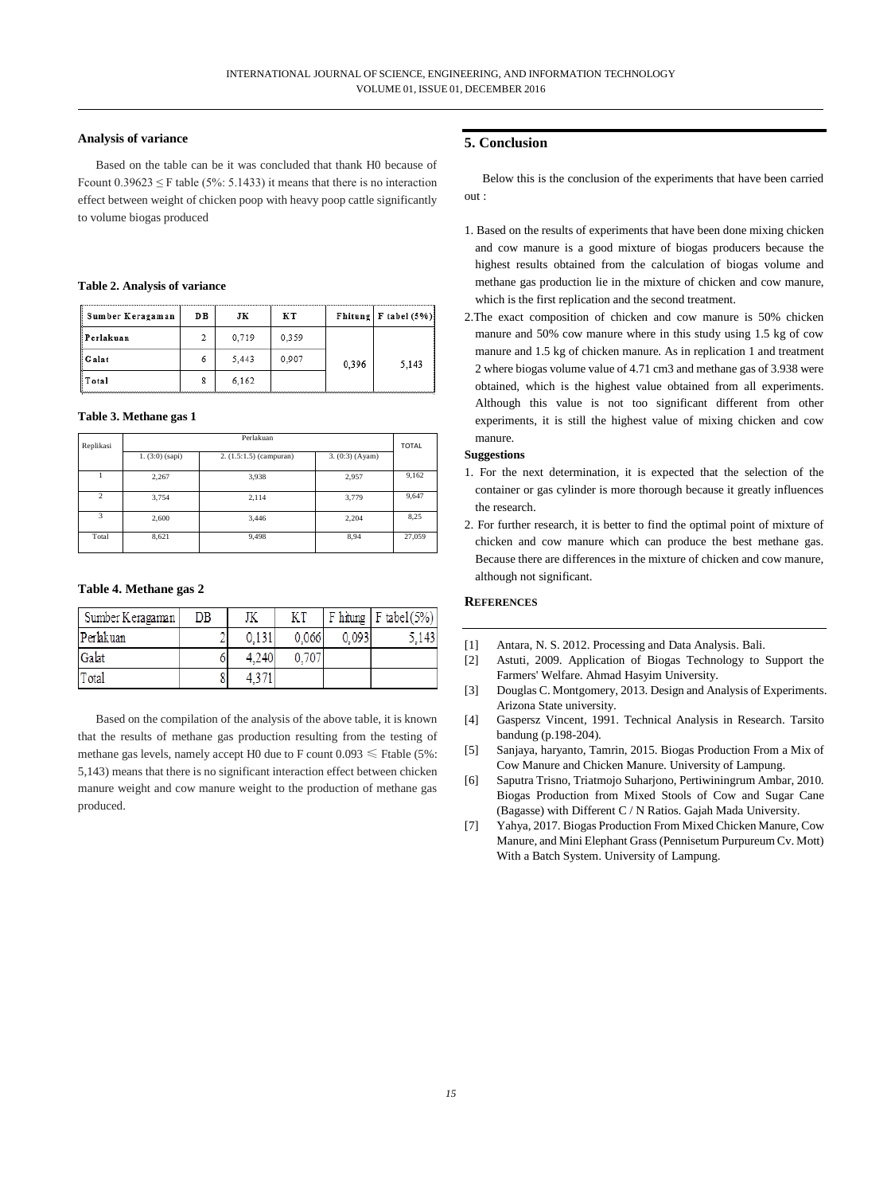### Analysis of variance

Based on the table can be it was concluded that thank H0 because of Fcount 0.39623 ≤ F table (5%: 5.1433) it means that there is no interaction effect between weight of chicken poop with heavy poop cattle significantly to volume biogas produced

**Table 2. Analysis of variance**

| Sumber Keragaman | DB | JK | KT | Fhitung | F tabel (5%) |
|---|---|---|---|---|---|
| Perlakuan | 2 | 0,719 | 0,359 | | |
| Galat | 6 | 5,443 | 0,907 | 0,396 | 5,143 |
| Total | 8 | 6,162 | | | |

**Table 3. Methane gas 1**

| Replikasi | Perlakuan | | | TOTAL |
|---|---|---|---|---|
| | 1. (3:0) (sapi) | 2. (1.5:1.5) (campuran) | 3. (0:3) (Ayam) | |
| 1 | 2,267 | 3,938 | 2,957 | 9,162 |
| 2 | 3,754 | 2,114 | 3,779 | 9,647 |
| 3 | 2,600 | 3,446 | 2,204 | 8,25 |
| Total | 8,621 | 9,498 | 8,94 | 27,059 |

**Table 4. Methane gas 2**

| Sumber Keragaman | DB | JK | KT | F hitung | F tabel(5%) |
|---|---|---|---|---|---|
| Perlakuan | 2 | 0,131 | 0,066 | 0,093 | 5,143 |
| Galat | 6 | 4,240 | 0,707 | | |
| Total | 8 | 4,371 | | | |

Based on the compilation of the analysis of the above table, it is known that the results of methane gas production resulting from the testing of methane gas levels, namely accept H0 due to F count 0.093 ≤ Ftable (5%: 5,143) means that there is no significant interaction effect between chicken manure weight and cow manure weight to the production of methane gas produced.

## 5. Conclusion

Below this is the conclusion of the experiments that have been carried out :

1. Based on the results of experiments that have been done mixing chicken and cow manure is a good mixture of biogas producers because the highest results obtained from the calculation of biogas volume and methane gas production lie in the mixture of chicken and cow manure, which is the first replication and the second treatment.
2. The exact composition of chicken and cow manure is 50% chicken manure and 50% cow manure where in this study using 1.5 kg of cow manure and 1.5 kg of chicken manure. As in replication 1 and treatment 2 where biogas volume value of 4.71 cm3 and methane gas of 3.938 were obtained, which is the highest value obtained from all experiments. Although this value is not too significant different from other experiments, it is still the highest value of mixing chicken and cow manure.

**Suggestions**

1. For the next determination, it is expected that the selection of the container or gas cylinder is more thorough because it greatly influences the research.
2. For further research, it is better to find the optimal point of mixture of chicken and cow manure which can produce the best methane gas. Because there are differences in the mixture of chicken and cow manure, although not significant.

## References

[1] Antara, N. S. 2012. Processing and Data Analysis. Bali.

[2] Astuti, 2009. Application of Biogas Technology to Support the Farmers' Welfare. Ahmad Hasyim University.

[3] Douglas C. Montgomery, 2013. Design and Analysis of Experiments. Arizona State university.

[4] Gaspersz Vincent, 1991. Technical Analysis in Research. Tarsito bandung (p.198-204).

[5] Sanjaya, haryanto, Tamrin, 2015. Biogas Production From a Mix of Cow Manure and Chicken Manure. University of Lampung.

[6] Saputra Trisno, Triatmojo Suharjono, Pertiwiningrum Ambar, 2010. Biogas Production from Mixed Stools of Cow and Sugar Cane (Bagasse) with Different C / N Ratios. Gajah Mada University.

[7] Yahya, 2017. Biogas Production From Mixed Chicken Manure, Cow Manure, and Mini Elephant Grass (Pennisetum Purpureum Cv. Mott) With a Batch System. University of Lampung.